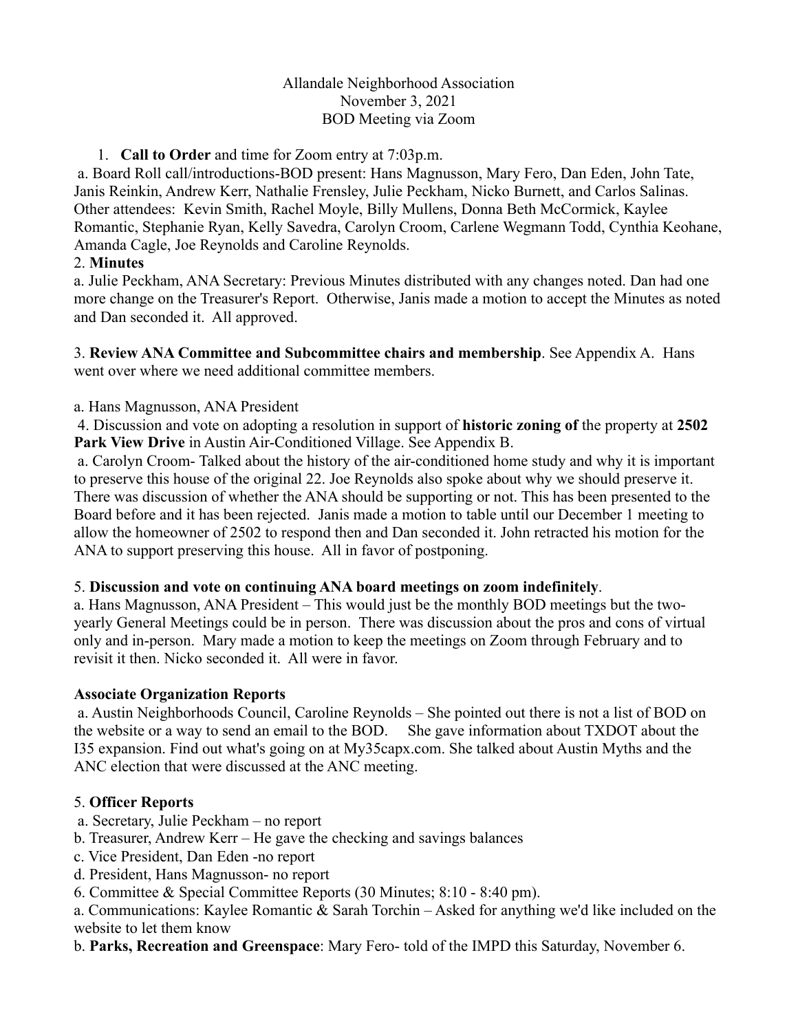Allandale Neighborhood Association
November 3, 2021
BOD Meeting via Zoom

1. **Call to Order** and time for Zoom entry at 7:03p.m.

a. Board Roll call/introductions-BOD present: Hans Magnusson, Mary Fero, Dan Eden, John Tate, Janis Reinkin, Andrew Kerr, Nathalie Frensley, Julie Peckham, Nicko Burnett, and Carlos Salinas. Other attendees: Kevin Smith, Rachel Moyle, Billy Mullens, Donna Beth McCormick, Kaylee Romantic, Stephanie Ryan, Kelly Savedra, Carolyn Croom, Carlene Wegmann Todd, Cynthia Keohane, Amanda Cagle, Joe Reynolds and Caroline Reynolds.

2. **Minutes**

a. Julie Peckham, ANA Secretary: Previous Minutes distributed with any changes noted. Dan had one more change on the Treasurer's Report. Otherwise, Janis made a motion to accept the Minutes as noted and Dan seconded it. All approved.

3. **Review ANA Committee and Subcommittee chairs and membership**. See Appendix A. Hans went over where we need additional committee members.

a. Hans Magnusson, ANA President

4. Discussion and vote on adopting a resolution in support of **historic zoning of** the property at **2502 Park View Drive** in Austin Air-Conditioned Village. See Appendix B.

a. Carolyn Croom- Talked about the history of the air-conditioned home study and why it is important to preserve this house of the original 22. Joe Reynolds also spoke about why we should preserve it. There was discussion of whether the ANA should be supporting or not. This has been presented to the Board before and it has been rejected. Janis made a motion to table until our December 1 meeting to allow the homeowner of 2502 to respond then and Dan seconded it. John retracted his motion for the ANA to support preserving this house. All in favor of postponing.

5. **Discussion and vote on continuing ANA board meetings on zoom indefinitely**.

a. Hans Magnusson, ANA President – This would just be the monthly BOD meetings but the two-yearly General Meetings could be in person. There was discussion about the pros and cons of virtual only and in-person. Mary made a motion to keep the meetings on Zoom through February and to revisit it then. Nicko seconded it. All were in favor.

**Associate Organization Reports**

a. Austin Neighborhoods Council, Caroline Reynolds – She pointed out there is not a list of BOD on the website or a way to send an email to the BOD. She gave information about TXDOT about the I35 expansion. Find out what's going on at My35capx.com. She talked about Austin Myths and the ANC election that were discussed at the ANC meeting.

5. **Officer Reports**

a. Secretary, Julie Peckham – no report
b. Treasurer, Andrew Kerr – He gave the checking and savings balances
c. Vice President, Dan Eden -no report
d. President, Hans Magnusson- no report

6. Committee & Special Committee Reports (30 Minutes; 8:10 - 8:40 pm).

a. Communications: Kaylee Romantic & Sarah Torchin – Asked for anything we'd like included on the website to let them know
b. **Parks, Recreation and Greenspace**: Mary Fero- told of the IMPD this Saturday, November 6.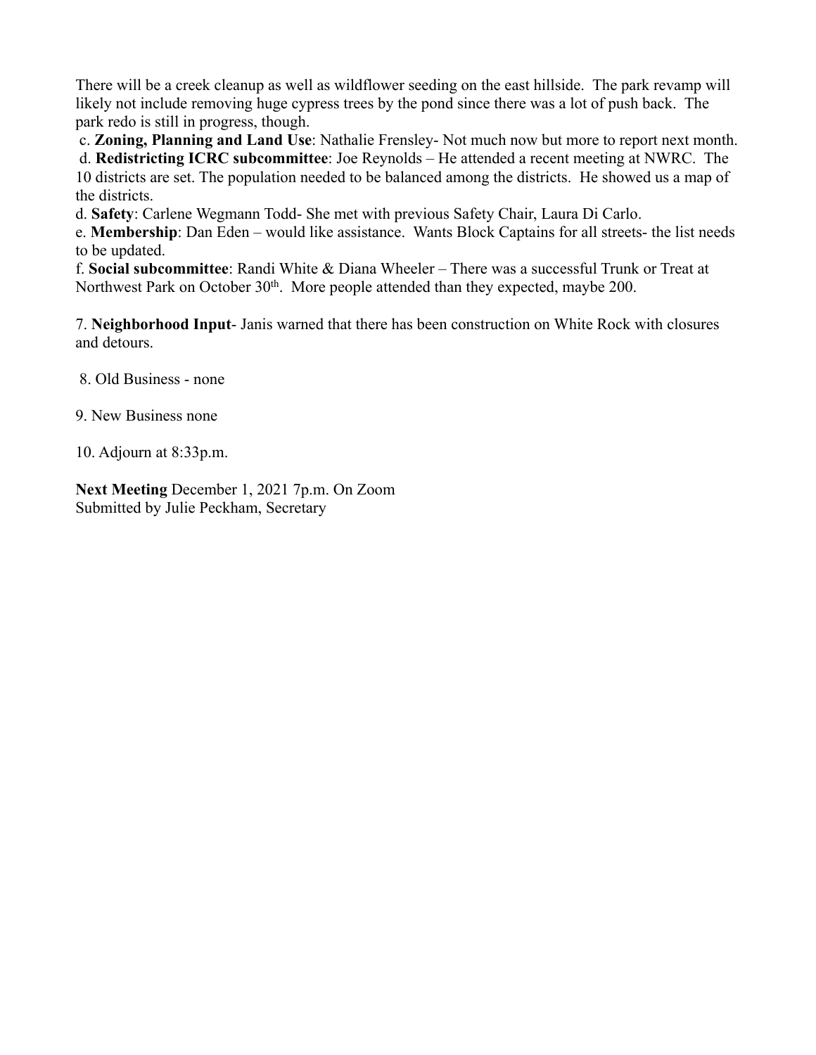There will be a creek cleanup as well as wildflower seeding on the east hillside. The park revamp will likely not include removing huge cypress trees by the pond since there was a lot of push back. The park redo is still in progress, though.

c. **Zoning, Planning and Land Use**: Nathalie Frensley- Not much now but more to report next month.

d. **Redistricting ICRC subcommittee**: Joe Reynolds – He attended a recent meeting at NWRC. The 10 districts are set. The population needed to be balanced among the districts. He showed us a map of the districts.

d. **Safety**: Carlene Wegmann Todd- She met with previous Safety Chair, Laura Di Carlo.

e. **Membership**: Dan Eden – would like assistance. Wants Block Captains for all streets- the list needs to be updated.

f. **Social subcommittee**: Randi White & Diana Wheeler – There was a successful Trunk or Treat at Northwest Park on October 30th. More people attended than they expected, maybe 200.

7. **Neighborhood Input**- Janis warned that there has been construction on White Rock with closures and detours.

8. Old Business - none

9. New Business none

10. Adjourn at 8:33p.m.

**Next Meeting** December 1, 2021 7p.m. On Zoom
Submitted by Julie Peckham, Secretary